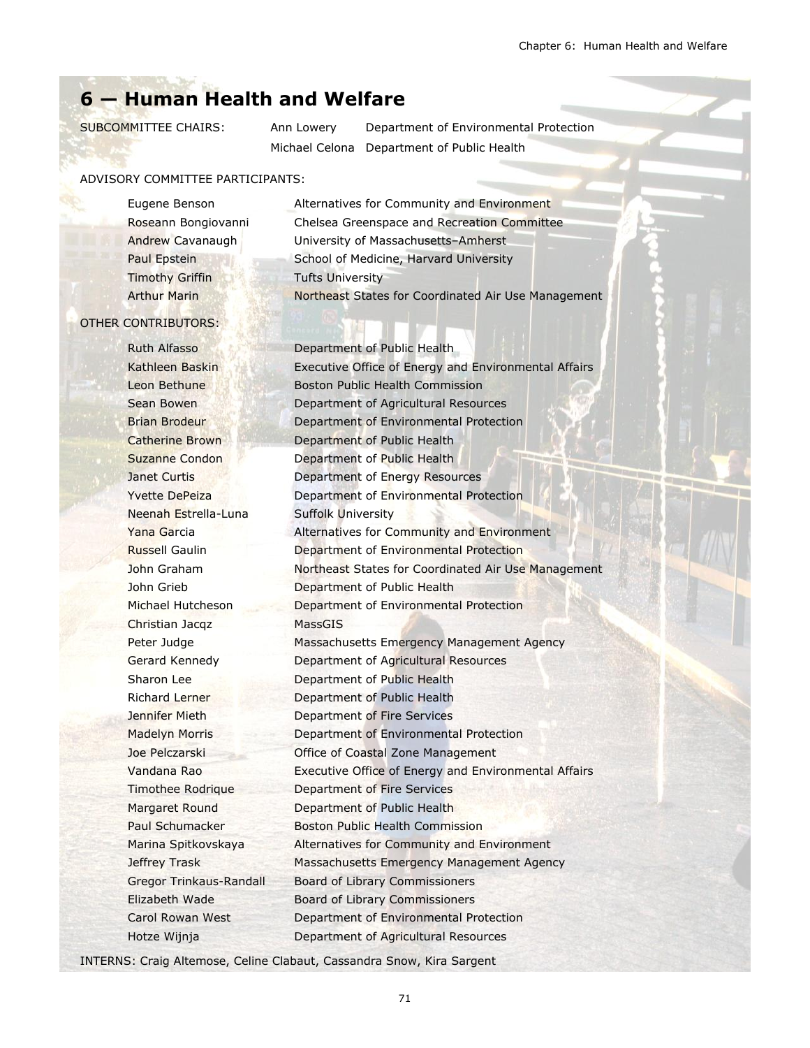# 6 — Human Health and Welfare

SUBCOMMITTEE CHAIRS:

| | |
|---|---|
| Ann Lowery | Department of Environmental Protection |
| Michael Celona | Department of Public Health |

ADVISORY COMMITTEE PARTICIPANTS:

| | |
|---|---|
| Eugene Benson | Alternatives for Community and Environment |
| Roseann Bongiovanni | Chelsea Greenspace and Recreation Committee |
| Andrew Cavanaugh | University of Massachusetts–Amherst |
| Paul Epstein | School of Medicine, Harvard University |
| Timothy Griffin | Tufts University |
| Arthur Marin | Northeast States for Coordinated Air Use Management |

OTHER CONTRIBUTORS:

| | |
|---|---|
| Ruth Alfasso | Department of Public Health |
| Kathleen Baskin | Executive Office of Energy and Environmental Affairs |
| Leon Bethune | Boston Public Health Commission |
| Sean Bowen | Department of Agricultural Resources |
| Brian Brodeur | Department of Environmental Protection |
| Catherine Brown | Department of Public Health |
| Suzanne Condon | Department of Public Health |
| Janet Curtis | Department of Energy Resources |
| Yvette DePeiza | Department of Environmental Protection |
| Neenah Estrella-Luna | Suffolk University |
| Yana Garcia | Alternatives for Community and Environment |
| Russell Gaulin | Department of Environmental Protection |
| John Graham | Northeast States for Coordinated Air Use Management |
| John Grieb | Department of Public Health |
| Michael Hutcheson | Department of Environmental Protection |
| Christian Jacqz | MassGIS |
| Peter Judge | Massachusetts Emergency Management Agency |
| Gerard Kennedy | Department of Agricultural Resources |
| Sharon Lee | Department of Public Health |
| Richard Lerner | Department of Public Health |
| Jennifer Mieth | Department of Fire Services |
| Madelyn Morris | Department of Environmental Protection |
| Joe Pelczarski | Office of Coastal Zone Management |
| Vandana Rao | Executive Office of Energy and Environmental Affairs |
| Timothee Rodrique | Department of Fire Services |
| Margaret Round | Department of Public Health |
| Paul Schumacker | Boston Public Health Commission |
| Marina Spitkovskaya | Alternatives for Community and Environment |
| Jeffrey Trask | Massachusetts Emergency Management Agency |
| Gregor Trinkaus-Randall | Board of Library Commissioners |
| Elizabeth Wade | Board of Library Commissioners |
| Carol Rowan West | Department of Environmental Protection |
| Hotze Wijnja | Department of Agricultural Resources |

INTERNS: Craig Altemose, Celine Clabaut, Cassandra Snow, Kira Sargent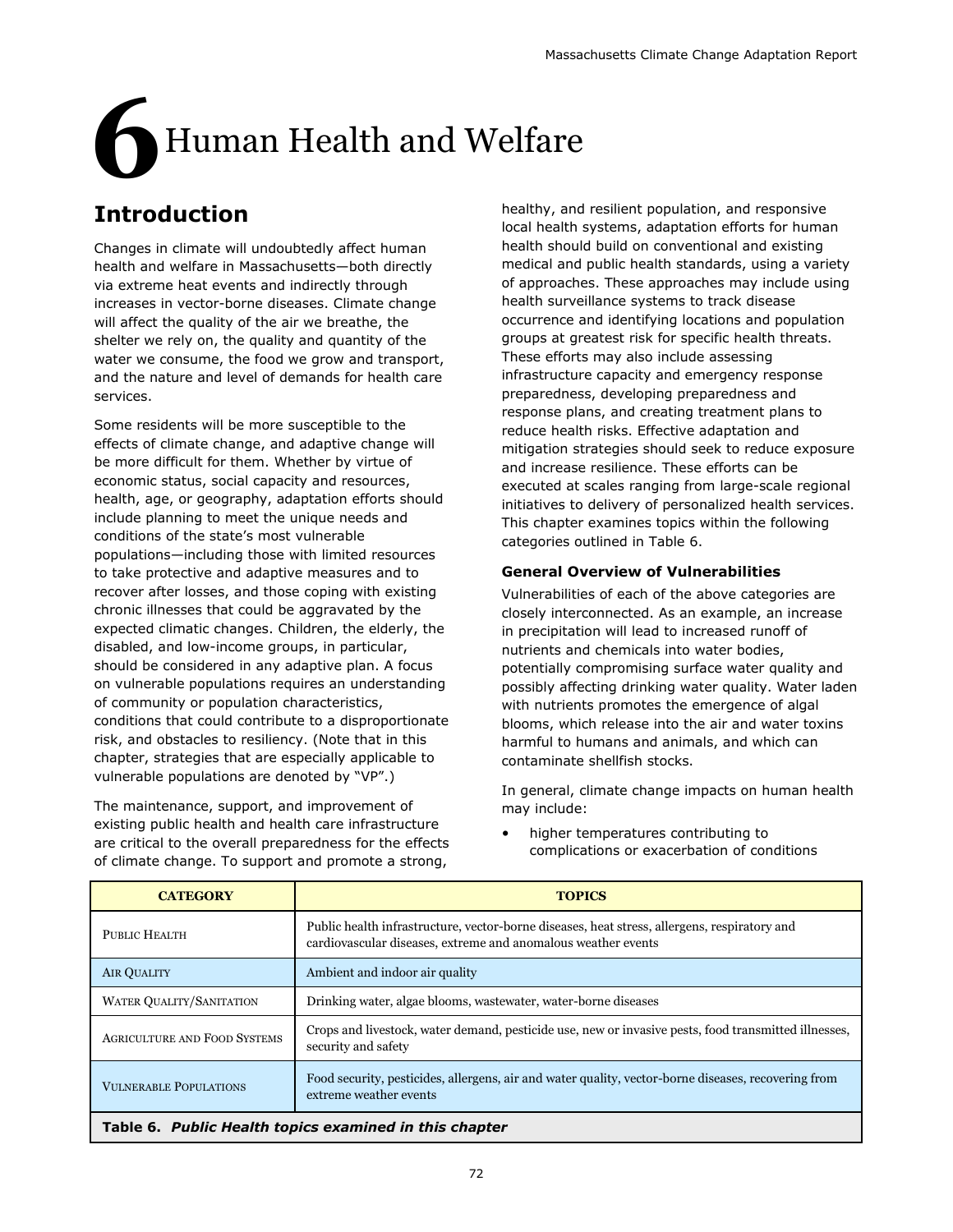# 6 Human Health and Welfare

## Introduction

Changes in climate will undoubtedly affect human health and welfare in Massachusetts—both directly via extreme heat events and indirectly through increases in vector-borne diseases. Climate change will affect the quality of the air we breathe, the shelter we rely on, the quality and quantity of the water we consume, the food we grow and transport, and the nature and level of demands for health care services.

Some residents will be more susceptible to the effects of climate change, and adaptive change will be more difficult for them. Whether by virtue of economic status, social capacity and resources, health, age, or geography, adaptation efforts should include planning to meet the unique needs and conditions of the state's most vulnerable populations—including those with limited resources to take protective and adaptive measures and to recover after losses, and those coping with existing chronic illnesses that could be aggravated by the expected climatic changes. Children, the elderly, the disabled, and low-income groups, in particular, should be considered in any adaptive plan. A focus on vulnerable populations requires an understanding of community or population characteristics, conditions that could contribute to a disproportionate risk, and obstacles to resiliency. (Note that in this chapter, strategies that are especially applicable to vulnerable populations are denoted by "VP".)

The maintenance, support, and improvement of existing public health and health care infrastructure are critical to the overall preparedness for the effects of climate change. To support and promote a strong, healthy, and resilient population, and responsive local health systems, adaptation efforts for human health should build on conventional and existing medical and public health standards, using a variety of approaches. These approaches may include using health surveillance systems to track disease occurrence and identifying locations and population groups at greatest risk for specific health threats. These efforts may also include assessing infrastructure capacity and emergency response preparedness, developing preparedness and response plans, and creating treatment plans to reduce health risks. Effective adaptation and mitigation strategies should seek to reduce exposure and increase resilience. These efforts can be executed at scales ranging from large-scale regional initiatives to delivery of personalized health services. This chapter examines topics within the following categories outlined in Table 6.

### General Overview of Vulnerabilities

Vulnerabilities of each of the above categories are closely interconnected. As an example, an increase in precipitation will lead to increased runoff of nutrients and chemicals into water bodies, potentially compromising surface water quality and possibly affecting drinking water quality. Water laden with nutrients promotes the emergence of algal blooms, which release into the air and water toxins harmful to humans and animals, and which can contaminate shellfish stocks.

In general, climate change impacts on human health may include:

- higher temperatures contributing to complications or exacerbation of conditions

| CATEGORY | TOPICS |
|---|---|
| Public Health | Public health infrastructure, vector-borne diseases, heat stress, allergens, respiratory and cardiovascular diseases, extreme and anomalous weather events |
| Air Quality | Ambient and indoor air quality |
| Water Quality/Sanitation | Drinking water, algae blooms, wastewater, water-borne diseases |
| Agriculture and Food Systems | Crops and livestock, water demand, pesticide use, new or invasive pests, food transmitted illnesses, security and safety |
| Vulnerable Populations | Food security, pesticides, allergens, air and water quality, vector-borne diseases, recovering from extreme weather events |

**Table 6.** ***Public Health topics examined in this chapter***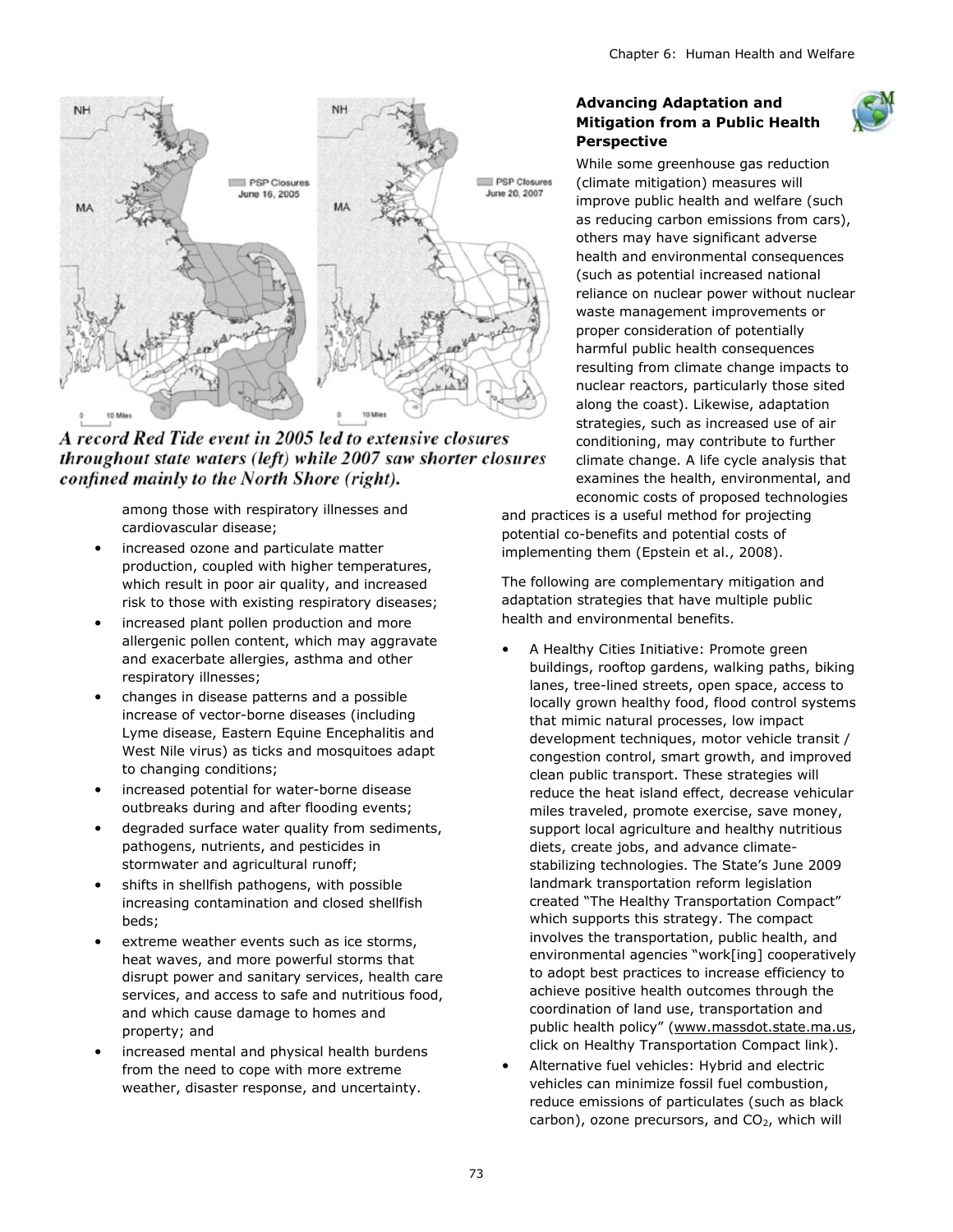A record Red Tide event in 2005 led to extensive closures throughout state waters (left) while 2007 saw shorter closures confined mainly to the North Shore (right).

among those with respiratory illnesses and cardiovascular disease;

- increased ozone and particulate matter production, coupled with higher temperatures, which result in poor air quality, and increased risk to those with existing respiratory diseases;
- increased plant pollen production and more allergenic pollen content, which may aggravate and exacerbate allergies, asthma and other respiratory illnesses;
- changes in disease patterns and a possible increase of vector-borne diseases (including Lyme disease, Eastern Equine Encephalitis and West Nile virus) as ticks and mosquitoes adapt to changing conditions;
- increased potential for water-borne disease outbreaks during and after flooding events;
- degraded surface water quality from sediments, pathogens, nutrients, and pesticides in stormwater and agricultural runoff;
- shifts in shellfish pathogens, with possible increasing contamination and closed shellfish beds;
- extreme weather events such as ice storms, heat waves, and more powerful storms that disrupt power and sanitary services, health care services, and access to safe and nutritious food, and which cause damage to homes and property; and
- increased mental and physical health burdens from the need to cope with more extreme weather, disaster response, and uncertainty.

### Advancing Adaptation and Mitigation from a Public Health Perspective

While some greenhouse gas reduction (climate mitigation) measures will improve public health and welfare (such as reducing carbon emissions from cars), others may have significant adverse health and environmental consequences (such as potential increased national reliance on nuclear power without nuclear waste management improvements or proper consideration of potentially harmful public health consequences resulting from climate change impacts to nuclear reactors, particularly those sited along the coast). Likewise, adaptation strategies, such as increased use of air conditioning, may contribute to further climate change. A life cycle analysis that examines the health, environmental, and economic costs of proposed technologies and practices is a useful method for projecting potential co-benefits and potential costs of implementing them (Epstein et al., 2008).

The following are complementary mitigation and adaptation strategies that have multiple public health and environmental benefits.

- A Healthy Cities Initiative: Promote green buildings, rooftop gardens, walking paths, biking lanes, tree-lined streets, open space, access to locally grown healthy food, flood control systems that mimic natural processes, low impact development techniques, motor vehicle transit / congestion control, smart growth, and improved clean public transport. These strategies will reduce the heat island effect, decrease vehicular miles traveled, promote exercise, save money, support local agriculture and healthy nutritious diets, create jobs, and advance climate-stabilizing technologies. The State's June 2009 landmark transportation reform legislation created "The Healthy Transportation Compact" which supports this strategy. The compact involves the transportation, public health, and environmental agencies "work[ing] cooperatively to adopt best practices to increase efficiency to achieve positive health outcomes through the coordination of land use, transportation and public health policy" (www.massdot.state.ma.us, click on Healthy Transportation Compact link).
- Alternative fuel vehicles: Hybrid and electric vehicles can minimize fossil fuel combustion, reduce emissions of particulates (such as black carbon), ozone precursors, and $CO_2$, which will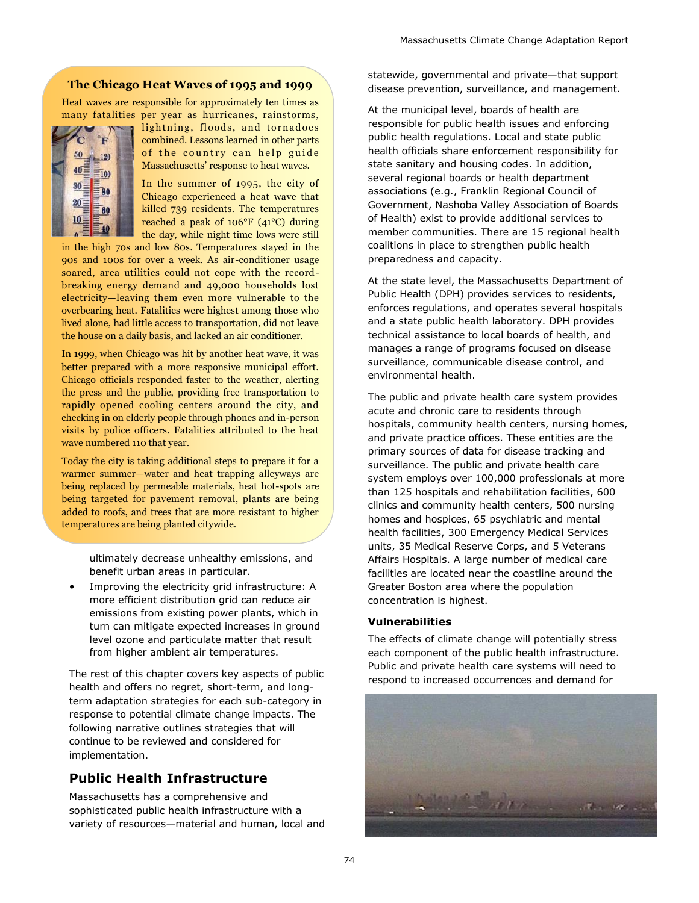### The Chicago Heat Waves of 1995 and 1999

Heat waves are responsible for approximately ten times as many fatalities per year as hurricanes, rainstorms, lightning, floods, and tornadoes combined. Lessons learned in other parts of the country can help guide Massachusetts' response to heat waves.

In the summer of 1995, the city of Chicago experienced a heat wave that killed 739 residents. The temperatures reached a peak of 106°F (41°C) during the day, while night time lows were still in the high 70s and low 80s. Temperatures stayed in the 90s and 100s for over a week. As air-conditioner usage soared, area utilities could not cope with the record-breaking energy demand and 49,000 households lost electricity—leaving them even more vulnerable to the overbearing heat. Fatalities were highest among those who lived alone, had little access to transportation, did not leave the house on a daily basis, and lacked an air conditioner.

In 1999, when Chicago was hit by another heat wave, it was better prepared with a more responsive municipal effort. Chicago officials responded faster to the weather, alerting the press and the public, providing free transportation to rapidly opened cooling centers around the city, and checking in on elderly people through phones and in-person visits by police officers. Fatalities attributed to the heat wave numbered 110 that year.

Today the city is taking additional steps to prepare it for a warmer summer—water and heat trapping alleyways are being replaced by permeable materials, heat hot-spots are being targeted for pavement removal, plants are being added to roofs, and trees that are more resistant to higher temperatures are being planted citywide.

ultimately decrease unhealthy emissions, and benefit urban areas in particular.

- Improving the electricity grid infrastructure: A more efficient distribution grid can reduce air emissions from existing power plants, which in turn can mitigate expected increases in ground level ozone and particulate matter that result from higher ambient air temperatures.

The rest of this chapter covers key aspects of public health and offers no regret, short-term, and long-term adaptation strategies for each sub-category in response to potential climate change impacts. The following narrative outlines strategies that will continue to be reviewed and considered for implementation.

## Public Health Infrastructure

Massachusetts has a comprehensive and sophisticated public health infrastructure with a variety of resources—material and human, local and statewide, governmental and private—that support disease prevention, surveillance, and management.

At the municipal level, boards of health are responsible for public health issues and enforcing public health regulations. Local and state public health officials share enforcement responsibility for state sanitary and housing codes. In addition, several regional boards or health department associations (e.g., Franklin Regional Council of Government, Nashoba Valley Association of Boards of Health) exist to provide additional services to member communities. There are 15 regional health coalitions in place to strengthen public health preparedness and capacity.

At the state level, the Massachusetts Department of Public Health (DPH) provides services to residents, enforces regulations, and operates several hospitals and a state public health laboratory. DPH provides technical assistance to local boards of health, and manages a range of programs focused on disease surveillance, communicable disease control, and environmental health.

The public and private health care system provides acute and chronic care to residents through hospitals, community health centers, nursing homes, and private practice offices. These entities are the primary sources of data for disease tracking and surveillance. The public and private health care system employs over 100,000 professionals at more than 125 hospitals and rehabilitation facilities, 600 clinics and community health centers, 500 nursing homes and hospices, 65 psychiatric and mental health facilities, 300 Emergency Medical Services units, 35 Medical Reserve Corps, and 5 Veterans Affairs Hospitals. A large number of medical care facilities are located near the coastline around the Greater Boston area where the population concentration is highest.

### Vulnerabilities

The effects of climate change will potentially stress each component of the public health infrastructure. Public and private health care systems will need to respond to increased occurrences and demand for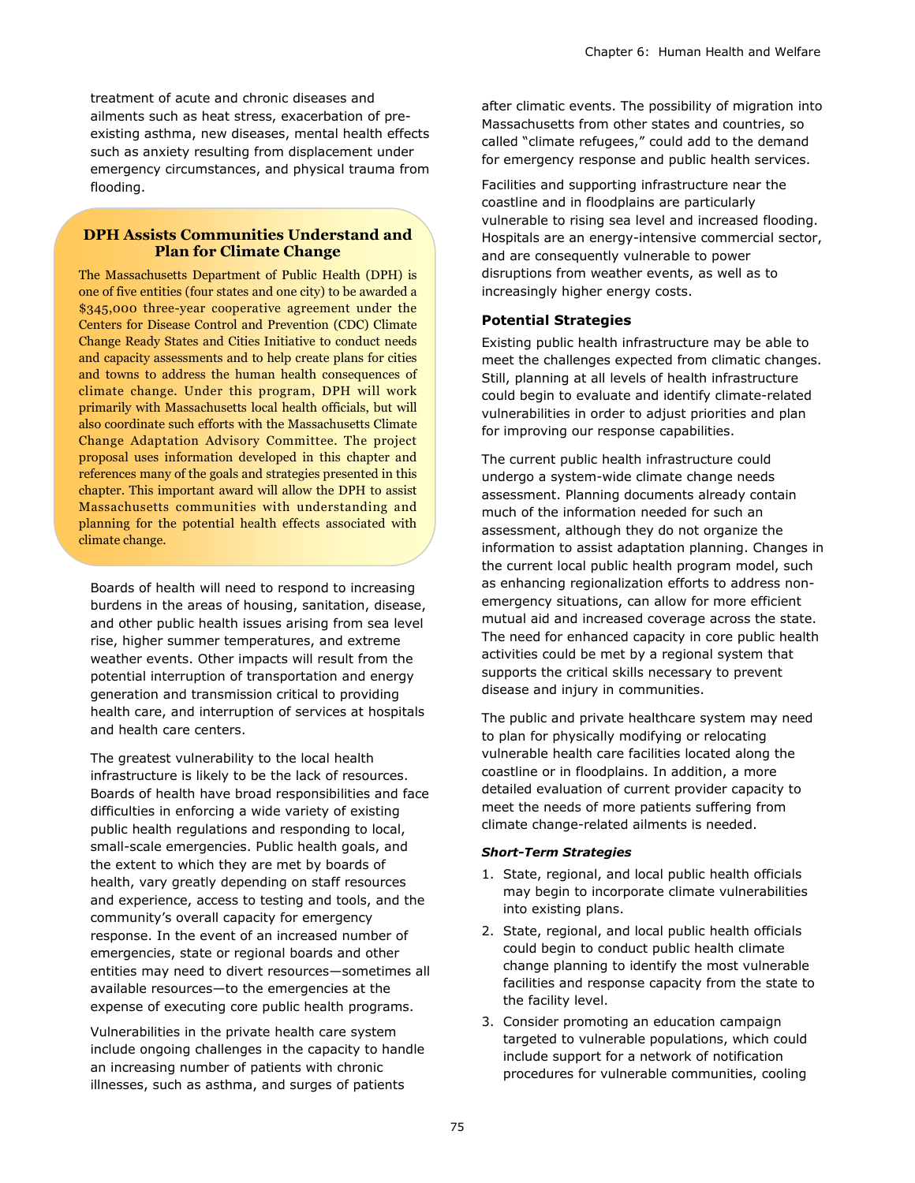treatment of acute and chronic diseases and ailments such as heat stress, exacerbation of pre-existing asthma, new diseases, mental health effects such as anxiety resulting from displacement under emergency circumstances, and physical trauma from flooding.

> **DPH Assists Communities Understand and Plan for Climate Change**
>
> The Massachusetts Department of Public Health (DPH) is one of five entities (four states and one city) to be awarded a $345,000 three-year cooperative agreement under the Centers for Disease Control and Prevention (CDC) Climate Change Ready States and Cities Initiative to conduct needs and capacity assessments and to help create plans for cities and towns to address the human health consequences of climate change. Under this program, DPH will work primarily with Massachusetts local health officials, but will also coordinate such efforts with the Massachusetts Climate Change Adaptation Advisory Committee. The project proposal uses information developed in this chapter and references many of the goals and strategies presented in this chapter. This important award will allow the DPH to assist Massachusetts communities with understanding and planning for the potential health effects associated with climate change.

Boards of health will need to respond to increasing burdens in the areas of housing, sanitation, disease, and other public health issues arising from sea level rise, higher summer temperatures, and extreme weather events. Other impacts will result from the potential interruption of transportation and energy generation and transmission critical to providing health care, and interruption of services at hospitals and health care centers.

The greatest vulnerability to the local health infrastructure is likely to be the lack of resources. Boards of health have broad responsibilities and face difficulties in enforcing a wide variety of existing public health regulations and responding to local, small-scale emergencies. Public health goals, and the extent to which they are met by boards of health, vary greatly depending on staff resources and experience, access to testing and tools, and the community's overall capacity for emergency response. In the event of an increased number of emergencies, state or regional boards and other entities may need to divert resources—sometimes all available resources—to the emergencies at the expense of executing core public health programs.

Vulnerabilities in the private health care system include ongoing challenges in the capacity to handle an increasing number of patients with chronic illnesses, such as asthma, and surges of patients after climatic events. The possibility of migration into Massachusetts from other states and countries, so called "climate refugees," could add to the demand for emergency response and public health services.

Facilities and supporting infrastructure near the coastline and in floodplains are particularly vulnerable to rising sea level and increased flooding. Hospitals are an energy-intensive commercial sector, and are consequently vulnerable to power disruptions from weather events, as well as to increasingly higher energy costs.

### Potential Strategies

Existing public health infrastructure may be able to meet the challenges expected from climatic changes. Still, planning at all levels of health infrastructure could begin to evaluate and identify climate-related vulnerabilities in order to adjust priorities and plan for improving our response capabilities.

The current public health infrastructure could undergo a system-wide climate change needs assessment. Planning documents already contain much of the information needed for such an assessment, although they do not organize the information to assist adaptation planning. Changes in the current local public health program model, such as enhancing regionalization efforts to address non-emergency situations, can allow for more efficient mutual aid and increased coverage across the state. The need for enhanced capacity in core public health activities could be met by a regional system that supports the critical skills necessary to prevent disease and injury in communities.

The public and private healthcare system may need to plan for physically modifying or relocating vulnerable health care facilities located along the coastline or in floodplains. In addition, a more detailed evaluation of current provider capacity to meet the needs of more patients suffering from climate change-related ailments is needed.

***Short-Term Strategies***

1. State, regional, and local public health officials may begin to incorporate climate vulnerabilities into existing plans.
2. State, regional, and local public health officials could begin to conduct public health climate change planning to identify the most vulnerable facilities and response capacity from the state to the facility level.
3. Consider promoting an education campaign targeted to vulnerable populations, which could include support for a network of notification procedures for vulnerable communities, cooling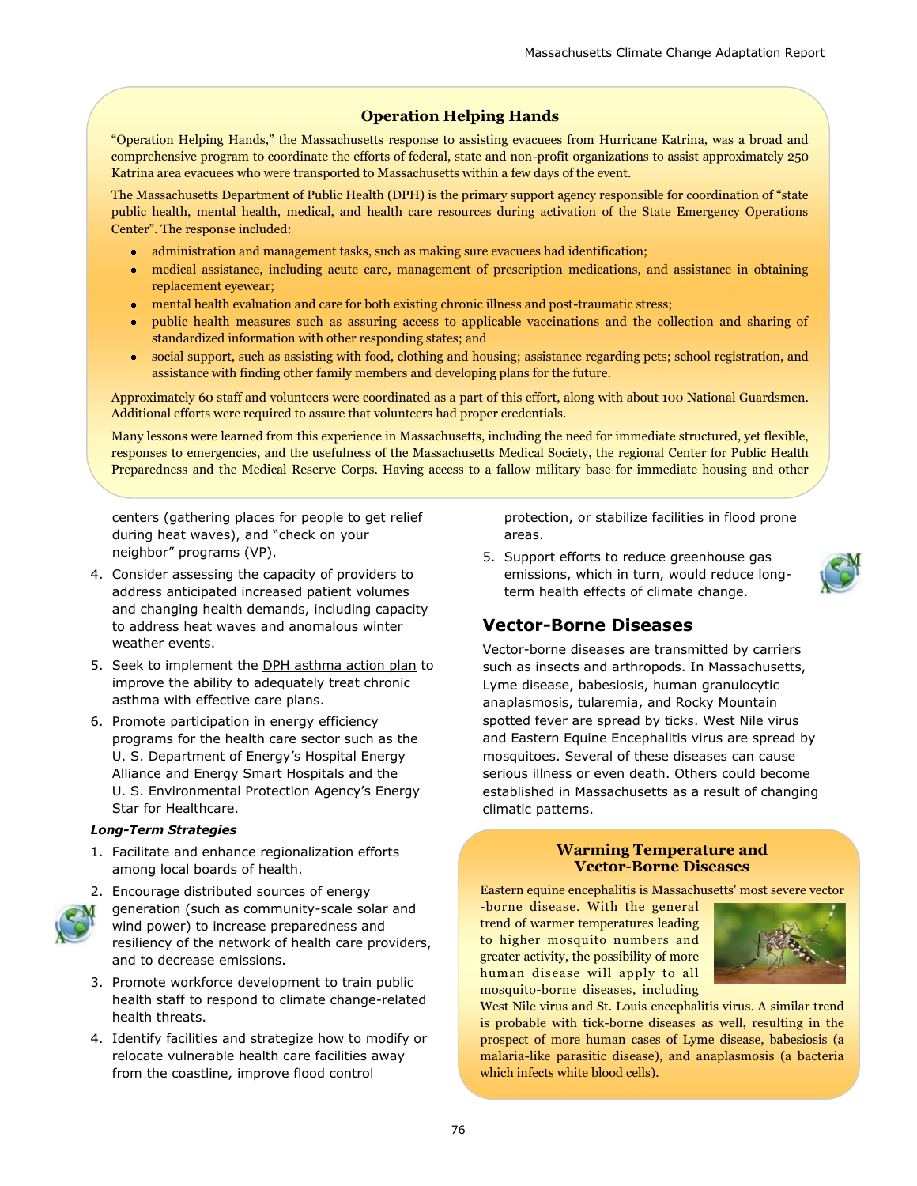### Operation Helping Hands

"Operation Helping Hands," the Massachusetts response to assisting evacuees from Hurricane Katrina, was a broad and comprehensive program to coordinate the efforts of federal, state and non-profit organizations to assist approximately 250 Katrina area evacuees who were transported to Massachusetts within a few days of the event.

The Massachusetts Department of Public Health (DPH) is the primary support agency responsible for coordination of "state public health, mental health, medical, and health care resources during activation of the State Emergency Operations Center". The response included:

- administration and management tasks, such as making sure evacuees had identification;
- medical assistance, including acute care, management of prescription medications, and assistance in obtaining replacement eyewear;
- mental health evaluation and care for both existing chronic illness and post-traumatic stress;
- public health measures such as assuring access to applicable vaccinations and the collection and sharing of standardized information with other responding states; and
- social support, such as assisting with food, clothing and housing; assistance regarding pets; school registration, and assistance with finding other family members and developing plans for the future.

Approximately 60 staff and volunteers were coordinated as a part of this effort, along with about 100 National Guardsmen. Additional efforts were required to assure that volunteers had proper credentials.

Many lessons were learned from this experience in Massachusetts, including the need for immediate structured, yet flexible, responses to emergencies, and the usefulness of the Massachusetts Medical Society, the regional Center for Public Health Preparedness and the Medical Reserve Corps. Having access to a fallow military base for immediate housing and other

centers (gathering places for people to get relief during heat waves), and "check on your neighbor" programs (VP).

4. Consider assessing the capacity of providers to address anticipated increased patient volumes and changing health demands, including capacity to address heat waves and anomalous winter weather events.
5. Seek to implement the DPH asthma action plan to improve the ability to adequately treat chronic asthma with effective care plans.
6. Promote participation in energy efficiency programs for the health care sector such as the U. S. Department of Energy's Hospital Energy Alliance and Energy Smart Hospitals and the U. S. Environmental Protection Agency's Energy Star for Healthcare.

***Long-Term Strategies***

1. Facilitate and enhance regionalization efforts among local boards of health.
2. Encourage distributed sources of energy generation (such as community-scale solar and wind power) to increase preparedness and resiliency of the network of health care providers, and to decrease emissions.
3. Promote workforce development to train public health staff to respond to climate change-related health threats.
4. Identify facilities and strategize how to modify or relocate vulnerable health care facilities away from the coastline, improve flood control protection, or stabilize facilities in flood prone areas.
5. Support efforts to reduce greenhouse gas emissions, which in turn, would reduce long-term health effects of climate change.

## Vector-Borne Diseases

Vector-borne diseases are transmitted by carriers such as insects and arthropods. In Massachusetts, Lyme disease, babesiosis, human granulocytic anaplasmosis, tularemia, and Rocky Mountain spotted fever are spread by ticks. West Nile virus and Eastern Equine Encephalitis virus are spread by mosquitoes. Several of these diseases can cause serious illness or even death. Others could become established in Massachusetts as a result of changing climatic patterns.

### Warming Temperature and Vector-Borne Diseases

Eastern equine encephalitis is Massachusetts' most severe vector-borne disease. With the general trend of warmer temperatures leading to higher mosquito numbers and greater activity, the possibility of more human disease will apply to all mosquito-borne diseases, including West Nile virus and St. Louis encephalitis virus. A similar trend is probable with tick-borne diseases as well, resulting in the prospect of more human cases of Lyme disease, babesiosis (a malaria-like parasitic disease), and anaplasmosis (a bacteria which infects white blood cells).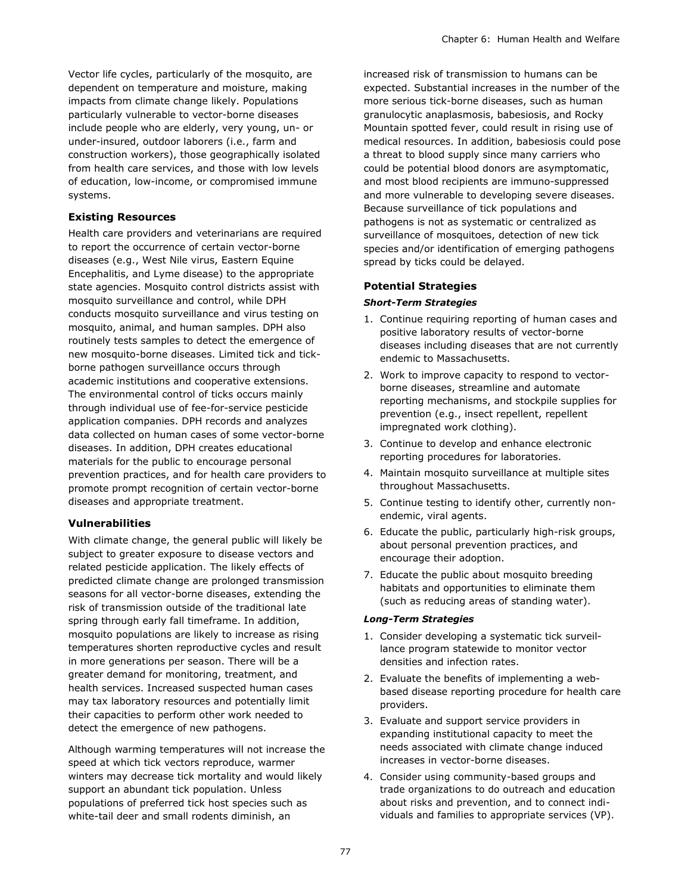Vector life cycles, particularly of the mosquito, are dependent on temperature and moisture, making impacts from climate change likely. Populations particularly vulnerable to vector-borne diseases include people who are elderly, very young, un- or under-insured, outdoor laborers (i.e., farm and construction workers), those geographically isolated from health care services, and those with low levels of education, low-income, or compromised immune systems.

### Existing Resources

Health care providers and veterinarians are required to report the occurrence of certain vector-borne diseases (e.g., West Nile virus, Eastern Equine Encephalitis, and Lyme disease) to the appropriate state agencies. Mosquito control districts assist with mosquito surveillance and control, while DPH conducts mosquito surveillance and virus testing on mosquito, animal, and human samples. DPH also routinely tests samples to detect the emergence of new mosquito-borne diseases. Limited tick and tick-borne pathogen surveillance occurs through academic institutions and cooperative extensions. The environmental control of ticks occurs mainly through individual use of fee-for-service pesticide application companies. DPH records and analyzes data collected on human cases of some vector-borne diseases. In addition, DPH creates educational materials for the public to encourage personal prevention practices, and for health care providers to promote prompt recognition of certain vector-borne diseases and appropriate treatment.

### Vulnerabilities

With climate change, the general public will likely be subject to greater exposure to disease vectors and related pesticide application. The likely effects of predicted climate change are prolonged transmission seasons for all vector-borne diseases, extending the risk of transmission outside of the traditional late spring through early fall timeframe. In addition, mosquito populations are likely to increase as rising temperatures shorten reproductive cycles and result in more generations per season. There will be a greater demand for monitoring, treatment, and health services. Increased suspected human cases may tax laboratory resources and potentially limit their capacities to perform other work needed to detect the emergence of new pathogens.

Although warming temperatures will not increase the speed at which tick vectors reproduce, warmer winters may decrease tick mortality and would likely support an abundant tick population. Unless populations of preferred tick host species such as white-tail deer and small rodents diminish, an increased risk of transmission to humans can be expected. Substantial increases in the number of the more serious tick-borne diseases, such as human granulocytic anaplasmosis, babesiosis, and Rocky Mountain spotted fever, could result in rising use of medical resources. In addition, babesiosis could pose a threat to blood supply since many carriers who could be potential blood donors are asymptomatic, and most blood recipients are immuno-suppressed and more vulnerable to developing severe diseases. Because surveillance of tick populations and pathogens is not as systematic or centralized as surveillance of mosquitoes, detection of new tick species and/or identification of emerging pathogens spread by ticks could be delayed.

### Potential Strategies

#### *Short-Term Strategies*

1. Continue requiring reporting of human cases and positive laboratory results of vector-borne diseases including diseases that are not currently endemic to Massachusetts.
2. Work to improve capacity to respond to vector-borne diseases, streamline and automate reporting mechanisms, and stockpile supplies for prevention (e.g., insect repellent, repellent impregnated work clothing).
3. Continue to develop and enhance electronic reporting procedures for laboratories.
4. Maintain mosquito surveillance at multiple sites throughout Massachusetts.
5. Continue testing to identify other, currently non-endemic, viral agents.
6. Educate the public, particularly high-risk groups, about personal prevention practices, and encourage their adoption.
7. Educate the public about mosquito breeding habitats and opportunities to eliminate them (such as reducing areas of standing water).

#### *Long-Term Strategies*

1. Consider developing a systematic tick surveillance program statewide to monitor vector densities and infection rates.
2. Evaluate the benefits of implementing a web-based disease reporting procedure for health care providers.
3. Evaluate and support service providers in expanding institutional capacity to meet the needs associated with climate change induced increases in vector-borne diseases.
4. Consider using community-based groups and trade organizations to do outreach and education about risks and prevention, and to connect individuals and families to appropriate services (VP).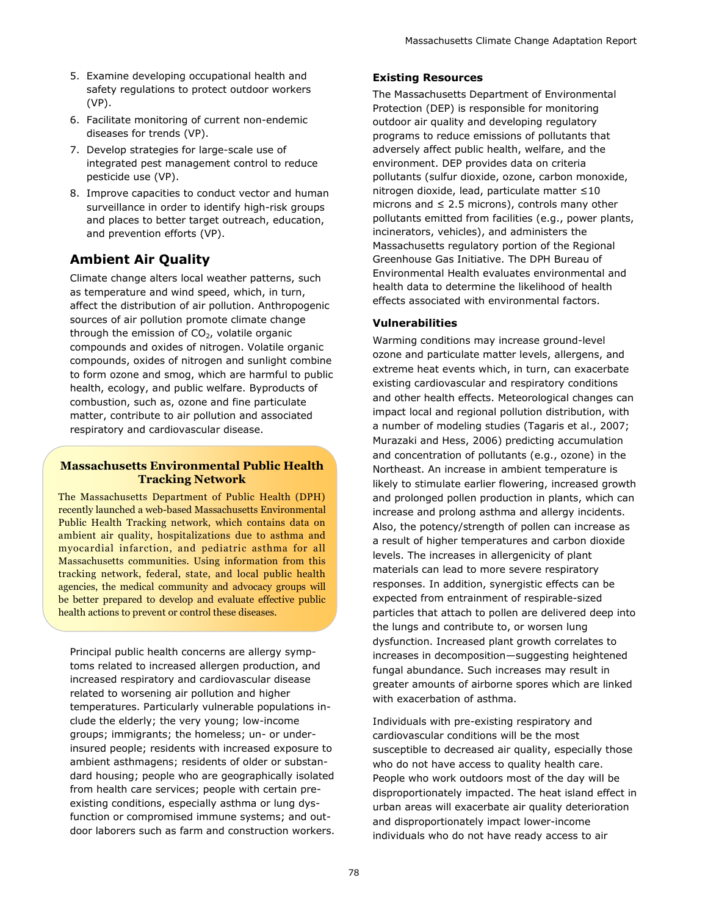5. Examine developing occupational health and safety regulations to protect outdoor workers (VP).
6. Facilitate monitoring of current non-endemic diseases for trends (VP).
7. Develop strategies for large-scale use of integrated pest management control to reduce pesticide use (VP).
8. Improve capacities to conduct vector and human surveillance in order to identify high-risk groups and places to better target outreach, education, and prevention efforts (VP).

## Ambient Air Quality

Climate change alters local weather patterns, such as temperature and wind speed, which, in turn, affect the distribution of air pollution. Anthropogenic sources of air pollution promote climate change through the emission of $CO_2$, volatile organic compounds and oxides of nitrogen. Volatile organic compounds, oxides of nitrogen and sunlight combine to form ozone and smog, which are harmful to public health, ecology, and public welfare. Byproducts of combustion, such as, ozone and fine particulate matter, contribute to air pollution and associated respiratory and cardiovascular disease.

**Massachusetts Environmental Public Health Tracking Network**

The Massachusetts Department of Public Health (DPH) recently launched a web-based Massachusetts Environmental Public Health Tracking network, which contains data on ambient air quality, hospitalizations due to asthma and myocardial infarction, and pediatric asthma for all Massachusetts communities. Using information from this tracking network, federal, state, and local public health agencies, the medical community and advocacy groups will be better prepared to develop and evaluate effective public health actions to prevent or control these diseases.

Principal public health concerns are allergy symptoms related to increased allergen production, and increased respiratory and cardiovascular disease related to worsening air pollution and higher temperatures. Particularly vulnerable populations include the elderly; the very young; low-income groups; immigrants; the homeless; un- or under-insured people; residents with increased exposure to ambient asthmagens; residents of older or substandard housing; people who are geographically isolated from health care services; people with certain pre-existing conditions, especially asthma or lung dysfunction or compromised immune systems; and outdoor laborers such as farm and construction workers.

### Existing Resources

The Massachusetts Department of Environmental Protection (DEP) is responsible for monitoring outdoor air quality and developing regulatory programs to reduce emissions of pollutants that adversely affect public health, welfare, and the environment. DEP provides data on criteria pollutants (sulfur dioxide, ozone, carbon monoxide, nitrogen dioxide, lead, particulate matter ≤10 microns and ≤ 2.5 microns), controls many other pollutants emitted from facilities (e.g., power plants, incinerators, vehicles), and administers the Massachusetts regulatory portion of the Regional Greenhouse Gas Initiative. The DPH Bureau of Environmental Health evaluates environmental and health data to determine the likelihood of health effects associated with environmental factors.

### Vulnerabilities

Warming conditions may increase ground-level ozone and particulate matter levels, allergens, and extreme heat events which, in turn, can exacerbate existing cardiovascular and respiratory conditions and other health effects. Meteorological changes can impact local and regional pollution distribution, with a number of modeling studies (Tagaris et al., 2007; Murazaki and Hess, 2006) predicting accumulation and concentration of pollutants (e.g., ozone) in the Northeast. An increase in ambient temperature is likely to stimulate earlier flowering, increased growth and prolonged pollen production in plants, which can increase and prolong asthma and allergy incidents. Also, the potency/strength of pollen can increase as a result of higher temperatures and carbon dioxide levels. The increases in allergenicity of plant materials can lead to more severe respiratory responses. In addition, synergistic effects can be expected from entrainment of respirable-sized particles that attach to pollen are delivered deep into the lungs and contribute to, or worsen lung dysfunction. Increased plant growth correlates to increases in decomposition—suggesting heightened fungal abundance. Such increases may result in greater amounts of airborne spores which are linked with exacerbation of asthma.

Individuals with pre-existing respiratory and cardiovascular conditions will be the most susceptible to decreased air quality, especially those who do not have access to quality health care. People who work outdoors most of the day will be disproportionately impacted. The heat island effect in urban areas will exacerbate air quality deterioration and disproportionately impact lower-income individuals who do not have ready access to air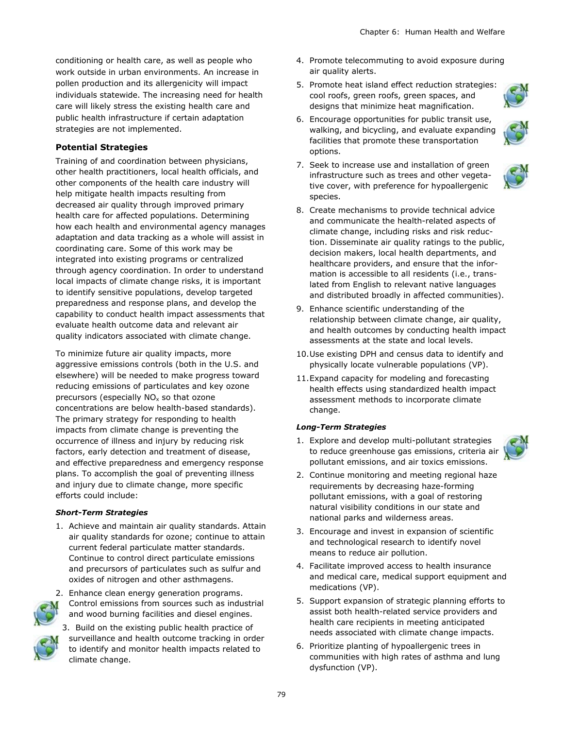conditioning or health care, as well as people who work outside in urban environments. An increase in pollen production and its allergenicity will impact individuals statewide. The increasing need for health care will likely stress the existing health care and public health infrastructure if certain adaptation strategies are not implemented.

### Potential Strategies

Training of and coordination between physicians, other health practitioners, local health officials, and other components of the health care industry will help mitigate health impacts resulting from decreased air quality through improved primary health care for affected populations. Determining how each health and environmental agency manages adaptation and data tracking as a whole will assist in coordinating care. Some of this work may be integrated into existing programs or centralized through agency coordination. In order to understand local impacts of climate change risks, it is important to identify sensitive populations, develop targeted preparedness and response plans, and develop the capability to conduct health impact assessments that evaluate health outcome data and relevant air quality indicators associated with climate change.

To minimize future air quality impacts, more aggressive emissions controls (both in the U.S. and elsewhere) will be needed to make progress toward reducing emissions of particulates and key ozone precursors (especially $NO_x$ so that ozone concentrations are below health-based standards). The primary strategy for responding to health impacts from climate change is preventing the occurrence of illness and injury by reducing risk factors, early detection and treatment of disease, and effective preparedness and emergency response plans. To accomplish the goal of preventing illness and injury due to climate change, more specific efforts could include:

#### *Short-Term Strategies*

1. Achieve and maintain air quality standards. Attain air quality standards for ozone; continue to attain current federal particulate matter standards. Continue to control direct particulate emissions and precursors of particulates such as sulfur and oxides of nitrogen and other asthmagens.
2. Enhance clean energy generation programs. Control emissions from sources such as industrial and wood burning facilities and diesel engines.
3. Build on the existing public health practice of surveillance and health outcome tracking in order to identify and monitor health impacts related to climate change.
4. Promote telecommuting to avoid exposure during air quality alerts.
5. Promote heat island effect reduction strategies: cool roofs, green roofs, green spaces, and designs that minimize heat magnification.
6. Encourage opportunities for public transit use, walking, and bicycling, and evaluate expanding facilities that promote these transportation options.
7. Seek to increase use and installation of green infrastructure such as trees and other vegetative cover, with preference for hypoallergenic species.
8. Create mechanisms to provide technical advice and communicate the health-related aspects of climate change, including risks and risk reduction. Disseminate air quality ratings to the public, decision makers, local health departments, and healthcare providers, and ensure that the information is accessible to all residents (i.e., translated from English to relevant native languages and distributed broadly in affected communities).
9. Enhance scientific understanding of the relationship between climate change, air quality, and health outcomes by conducting health impact assessments at the state and local levels.
10. Use existing DPH and census data to identify and physically locate vulnerable populations (VP).
11. Expand capacity for modeling and forecasting health effects using standardized health impact assessment methods to incorporate climate change.

#### *Long-Term Strategies*

1. Explore and develop multi-pollutant strategies to reduce greenhouse gas emissions, criteria air pollutant emissions, and air toxics emissions.
2. Continue monitoring and meeting regional haze requirements by decreasing haze-forming pollutant emissions, with a goal of restoring natural visibility conditions in our state and national parks and wilderness areas.
3. Encourage and invest in expansion of scientific and technological research to identify novel means to reduce air pollution.
4. Facilitate improved access to health insurance and medical care, medical support equipment and medications (VP).
5. Support expansion of strategic planning efforts to assist both health-related service providers and health care recipients in meeting anticipated needs associated with climate change impacts.
6. Prioritize planting of hypoallergenic trees in communities with high rates of asthma and lung dysfunction (VP).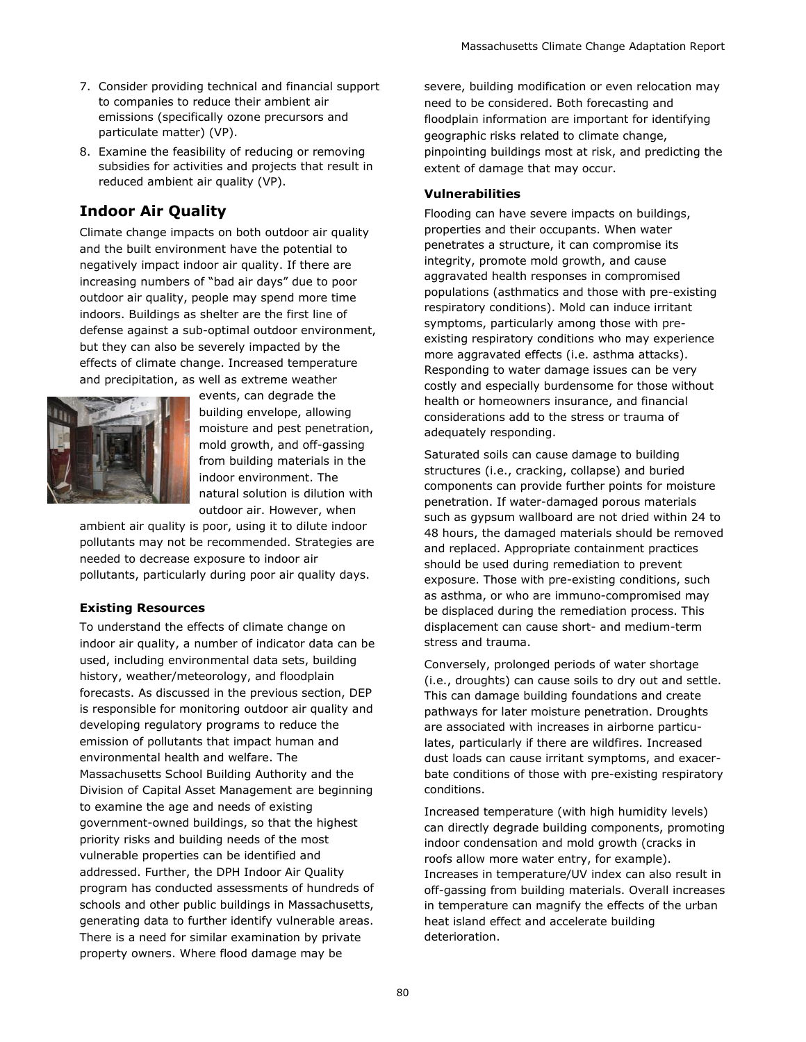7. Consider providing technical and financial support to companies to reduce their ambient air emissions (specifically ozone precursors and particulate matter) (VP).
8. Examine the feasibility of reducing or removing subsidies for activities and projects that result in reduced ambient air quality (VP).

## Indoor Air Quality

Climate change impacts on both outdoor air quality and the built environment have the potential to negatively impact indoor air quality. If there are increasing numbers of "bad air days" due to poor outdoor air quality, people may spend more time indoors. Buildings as shelter are the first line of defense against a sub-optimal outdoor environment, but they can also be severely impacted by the effects of climate change. Increased temperature and precipitation, as well as extreme weather events, can degrade the building envelope, allowing moisture and pest penetration, mold growth, and off-gassing from building materials in the indoor environment. The natural solution is dilution with outdoor air. However, when ambient air quality is poor, using it to dilute indoor pollutants may not be recommended. Strategies are needed to decrease exposure to indoor air pollutants, particularly during poor air quality days.

### Existing Resources

To understand the effects of climate change on indoor air quality, a number of indicator data can be used, including environmental data sets, building history, weather/meteorology, and floodplain forecasts. As discussed in the previous section, DEP is responsible for monitoring outdoor air quality and developing regulatory programs to reduce the emission of pollutants that impact human and environmental health and welfare. The Massachusetts School Building Authority and the Division of Capital Asset Management are beginning to examine the age and needs of existing government-owned buildings, so that the highest priority risks and building needs of the most vulnerable properties can be identified and addressed. Further, the DPH Indoor Air Quality program has conducted assessments of hundreds of schools and other public buildings in Massachusetts, generating data to further identify vulnerable areas. There is a need for similar examination by private property owners. Where flood damage may be severe, building modification or even relocation may need to be considered. Both forecasting and floodplain information are important for identifying geographic risks related to climate change, pinpointing buildings most at risk, and predicting the extent of damage that may occur.

### Vulnerabilities

Flooding can have severe impacts on buildings, properties and their occupants. When water penetrates a structure, it can compromise its integrity, promote mold growth, and cause aggravated health responses in compromised populations (asthmatics and those with pre-existing respiratory conditions). Mold can induce irritant symptoms, particularly among those with pre-existing respiratory conditions who may experience more aggravated effects (i.e. asthma attacks). Responding to water damage issues can be very costly and especially burdensome for those without health or homeowners insurance, and financial considerations add to the stress or trauma of adequately responding.

Saturated soils can cause damage to building structures (i.e., cracking, collapse) and buried components can provide further points for moisture penetration. If water-damaged porous materials such as gypsum wallboard are not dried within 24 to 48 hours, the damaged materials should be removed and replaced. Appropriate containment practices should be used during remediation to prevent exposure. Those with pre-existing conditions, such as asthma, or who are immuno-compromised may be displaced during the remediation process. This displacement can cause short- and medium-term stress and trauma.

Conversely, prolonged periods of water shortage (i.e., droughts) can cause soils to dry out and settle. This can damage building foundations and create pathways for later moisture penetration. Droughts are associated with increases in airborne particulates, particularly if there are wildfires. Increased dust loads can cause irritant symptoms, and exacerbate conditions of those with pre-existing respiratory conditions.

Increased temperature (with high humidity levels) can directly degrade building components, promoting indoor condensation and mold growth (cracks in roofs allow more water entry, for example). Increases in temperature/UV index can also result in off-gassing from building materials. Overall increases in temperature can magnify the effects of the urban heat island effect and accelerate building deterioration.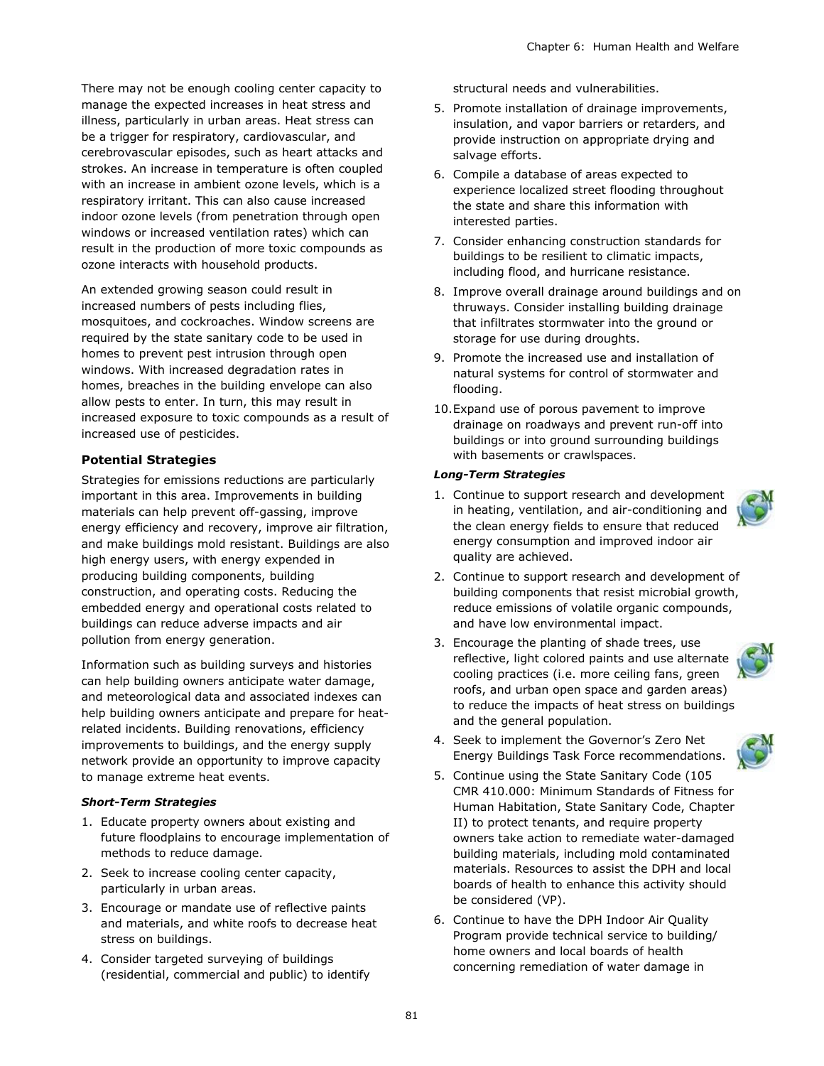There may not be enough cooling center capacity to manage the expected increases in heat stress and illness, particularly in urban areas. Heat stress can be a trigger for respiratory, cardiovascular, and cerebrovascular episodes, such as heart attacks and strokes. An increase in temperature is often coupled with an increase in ambient ozone levels, which is a respiratory irritant. This can also cause increased indoor ozone levels (from penetration through open windows or increased ventilation rates) which can result in the production of more toxic compounds as ozone interacts with household products.

An extended growing season could result in increased numbers of pests including flies, mosquitoes, and cockroaches. Window screens are required by the state sanitary code to be used in homes to prevent pest intrusion through open windows. With increased degradation rates in homes, breaches in the building envelope can also allow pests to enter. In turn, this may result in increased exposure to toxic compounds as a result of increased use of pesticides.

### Potential Strategies

Strategies for emissions reductions are particularly important in this area. Improvements in building materials can help prevent off-gassing, improve energy efficiency and recovery, improve air filtration, and make buildings mold resistant. Buildings are also high energy users, with energy expended in producing building components, building construction, and operating costs. Reducing the embedded energy and operational costs related to buildings can reduce adverse impacts and air pollution from energy generation.

Information such as building surveys and histories can help building owners anticipate water damage, and meteorological data and associated indexes can help building owners anticipate and prepare for heat-related incidents. Building renovations, efficiency improvements to buildings, and the energy supply network provide an opportunity to improve capacity to manage extreme heat events.

#### *Short-Term Strategies*

1. Educate property owners about existing and future floodplains to encourage implementation of methods to reduce damage.
2. Seek to increase cooling center capacity, particularly in urban areas.
3. Encourage or mandate use of reflective paints and materials, and white roofs to decrease heat stress on buildings.
4. Consider targeted surveying of buildings (residential, commercial and public) to identify structural needs and vulnerabilities.
5. Promote installation of drainage improvements, insulation, and vapor barriers or retarders, and provide instruction on appropriate drying and salvage efforts.
6. Compile a database of areas expected to experience localized street flooding throughout the state and share this information with interested parties.
7. Consider enhancing construction standards for buildings to be resilient to climatic impacts, including flood, and hurricane resistance.
8. Improve overall drainage around buildings and on thruways. Consider installing building drainage that infiltrates stormwater into the ground or storage for use during droughts.
9. Promote the increased use and installation of natural systems for control of stormwater and flooding.
10. Expand use of porous pavement to improve drainage on roadways and prevent run-off into buildings or into ground surrounding buildings with basements or crawlspaces.

#### *Long-Term Strategies*

1. Continue to support research and development in heating, ventilation, and air-conditioning and the clean energy fields to ensure that reduced energy consumption and improved indoor air quality are achieved.
2. Continue to support research and development of building components that resist microbial growth, reduce emissions of volatile organic compounds, and have low environmental impact.
3. Encourage the planting of shade trees, use reflective, light colored paints and use alternate cooling practices (i.e. more ceiling fans, green roofs, and urban open space and garden areas) to reduce the impacts of heat stress on buildings and the general population.
4. Seek to implement the Governor's Zero Net Energy Buildings Task Force recommendations.
5. Continue using the State Sanitary Code (105 CMR 410.000: Minimum Standards of Fitness for Human Habitation, State Sanitary Code, Chapter II) to protect tenants, and require property owners take action to remediate water-damaged building materials, including mold contaminated materials. Resources to assist the DPH and local boards of health to enhance this activity should be considered (VP).
6. Continue to have the DPH Indoor Air Quality Program provide technical service to building/ home owners and local boards of health concerning remediation of water damage in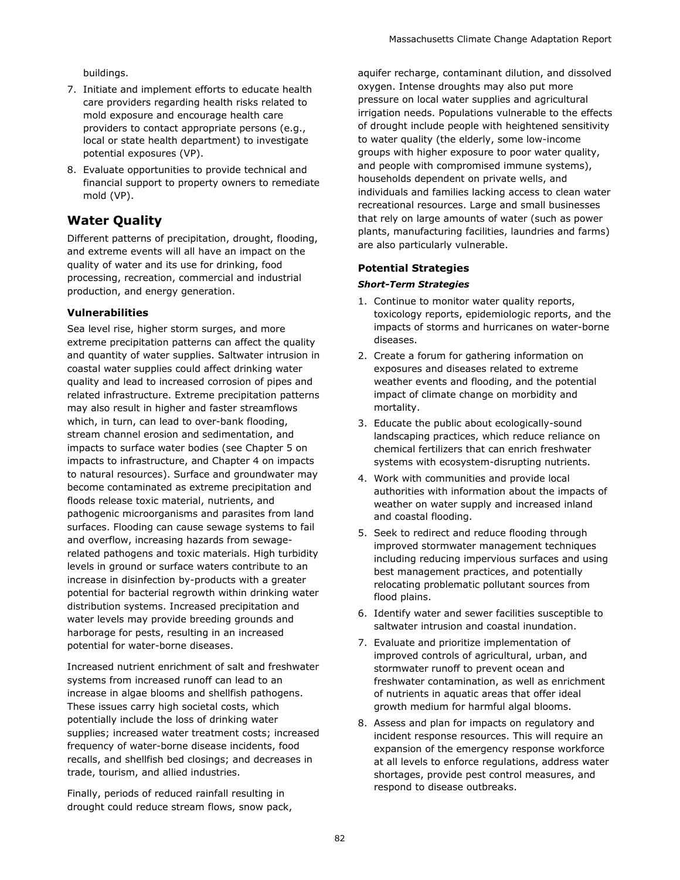buildings.

7. Initiate and implement efforts to educate health care providers regarding health risks related to mold exposure and encourage health care providers to contact appropriate persons (e.g., local or state health department) to investigate potential exposures (VP).
8. Evaluate opportunities to provide technical and financial support to property owners to remediate mold (VP).

## Water Quality

Different patterns of precipitation, drought, flooding, and extreme events will all have an impact on the quality of water and its use for drinking, food processing, recreation, commercial and industrial production, and energy generation.

### Vulnerabilities

Sea level rise, higher storm surges, and more extreme precipitation patterns can affect the quality and quantity of water supplies. Saltwater intrusion in coastal water supplies could affect drinking water quality and lead to increased corrosion of pipes and related infrastructure. Extreme precipitation patterns may also result in higher and faster streamflows which, in turn, can lead to over-bank flooding, stream channel erosion and sedimentation, and impacts to surface water bodies (see Chapter 5 on impacts to infrastructure, and Chapter 4 on impacts to natural resources). Surface and groundwater may become contaminated as extreme precipitation and floods release toxic material, nutrients, and pathogenic microorganisms and parasites from land surfaces. Flooding can cause sewage systems to fail and overflow, increasing hazards from sewage-related pathogens and toxic materials. High turbidity levels in ground or surface waters contribute to an increase in disinfection by-products with a greater potential for bacterial regrowth within drinking water distribution systems. Increased precipitation and water levels may provide breeding grounds and harborage for pests, resulting in an increased potential for water-borne diseases.

Increased nutrient enrichment of salt and freshwater systems from increased runoff can lead to an increase in algae blooms and shellfish pathogens. These issues carry high societal costs, which potentially include the loss of drinking water supplies; increased water treatment costs; increased frequency of water-borne disease incidents, food recalls, and shellfish bed closings; and decreases in trade, tourism, and allied industries.

Finally, periods of reduced rainfall resulting in drought could reduce stream flows, snow pack, aquifer recharge, contaminant dilution, and dissolved oxygen. Intense droughts may also put more pressure on local water supplies and agricultural irrigation needs. Populations vulnerable to the effects of drought include people with heightened sensitivity to water quality (the elderly, some low-income groups with higher exposure to poor water quality, and people with compromised immune systems), households dependent on private wells, and individuals and families lacking access to clean water recreational resources. Large and small businesses that rely on large amounts of water (such as power plants, manufacturing facilities, laundries and farms) are also particularly vulnerable.

### Potential Strategies

#### *Short-Term Strategies*

1. Continue to monitor water quality reports, toxicology reports, epidemiologic reports, and the impacts of storms and hurricanes on water-borne diseases.
2. Create a forum for gathering information on exposures and diseases related to extreme weather events and flooding, and the potential impact of climate change on morbidity and mortality.
3. Educate the public about ecologically-sound landscaping practices, which reduce reliance on chemical fertilizers that can enrich freshwater systems with ecosystem-disrupting nutrients.
4. Work with communities and provide local authorities with information about the impacts of weather on water supply and increased inland and coastal flooding.
5. Seek to redirect and reduce flooding through improved stormwater management techniques including reducing impervious surfaces and using best management practices, and potentially relocating problematic pollutant sources from flood plains.
6. Identify water and sewer facilities susceptible to saltwater intrusion and coastal inundation.
7. Evaluate and prioritize implementation of improved controls of agricultural, urban, and stormwater runoff to prevent ocean and freshwater contamination, as well as enrichment of nutrients in aquatic areas that offer ideal growth medium for harmful algal blooms.
8. Assess and plan for impacts on regulatory and incident response resources. This will require an expansion of the emergency response workforce at all levels to enforce regulations, address water shortages, provide pest control measures, and respond to disease outbreaks.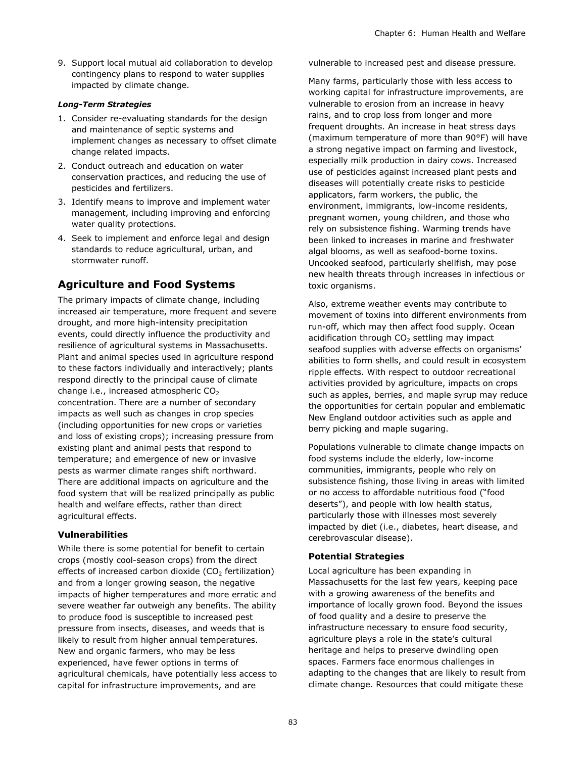9. Support local mutual aid collaboration to develop contingency plans to respond to water supplies impacted by climate change.

***Long-Term Strategies***

1. Consider re-evaluating standards for the design and maintenance of septic systems and implement changes as necessary to offset climate change related impacts.
2. Conduct outreach and education on water conservation practices, and reducing the use of pesticides and fertilizers.
3. Identify means to improve and implement water management, including improving and enforcing water quality protections.
4. Seek to implement and enforce legal and design standards to reduce agricultural, urban, and stormwater runoff.

## Agriculture and Food Systems

The primary impacts of climate change, including increased air temperature, more frequent and severe drought, and more high-intensity precipitation events, could directly influence the productivity and resilience of agricultural systems in Massachusetts. Plant and animal species used in agriculture respond to these factors individually and interactively; plants respond directly to the principal cause of climate change i.e., increased atmospheric $CO_2$ concentration. There are a number of secondary impacts as well such as changes in crop species (including opportunities for new crops or varieties and loss of existing crops); increasing pressure from existing plant and animal pests that respond to temperature; and emergence of new or invasive pests as warmer climate ranges shift northward. There are additional impacts on agriculture and the food system that will be realized principally as public health and welfare effects, rather than direct agricultural effects.

### Vulnerabilities

While there is some potential for benefit to certain crops (mostly cool-season crops) from the direct effects of increased carbon dioxide ($CO_2$ fertilization) and from a longer growing season, the negative impacts of higher temperatures and more erratic and severe weather far outweigh any benefits. The ability to produce food is susceptible to increased pest pressure from insects, diseases, and weeds that is likely to result from higher annual temperatures. New and organic farmers, who may be less experienced, have fewer options in terms of agricultural chemicals, have potentially less access to capital for infrastructure improvements, and are vulnerable to increased pest and disease pressure.

Many farms, particularly those with less access to working capital for infrastructure improvements, are vulnerable to erosion from an increase in heavy rains, and to crop loss from longer and more frequent droughts. An increase in heat stress days (maximum temperature of more than 90°F) will have a strong negative impact on farming and livestock, especially milk production in dairy cows. Increased use of pesticides against increased plant pests and diseases will potentially create risks to pesticide applicators, farm workers, the public, the environment, immigrants, low-income residents, pregnant women, young children, and those who rely on subsistence fishing. Warming trends have been linked to increases in marine and freshwater algal blooms, as well as seafood-borne toxins. Uncooked seafood, particularly shellfish, may pose new health threats through increases in infectious or toxic organisms.

Also, extreme weather events may contribute to movement of toxins into different environments from run-off, which may then affect food supply. Ocean acidification through $CO_2$ settling may impact seafood supplies with adverse effects on organisms' abilities to form shells, and could result in ecosystem ripple effects. With respect to outdoor recreational activities provided by agriculture, impacts on crops such as apples, berries, and maple syrup may reduce the opportunities for certain popular and emblematic New England outdoor activities such as apple and berry picking and maple sugaring.

Populations vulnerable to climate change impacts on food systems include the elderly, low-income communities, immigrants, people who rely on subsistence fishing, those living in areas with limited or no access to affordable nutritious food ("food deserts"), and people with low health status, particularly those with illnesses most severely impacted by diet (i.e., diabetes, heart disease, and cerebrovascular disease).

### Potential Strategies

Local agriculture has been expanding in Massachusetts for the last few years, keeping pace with a growing awareness of the benefits and importance of locally grown food. Beyond the issues of food quality and a desire to preserve the infrastructure necessary to ensure food security, agriculture plays a role in the state's cultural heritage and helps to preserve dwindling open spaces. Farmers face enormous challenges in adapting to the changes that are likely to result from climate change. Resources that could mitigate these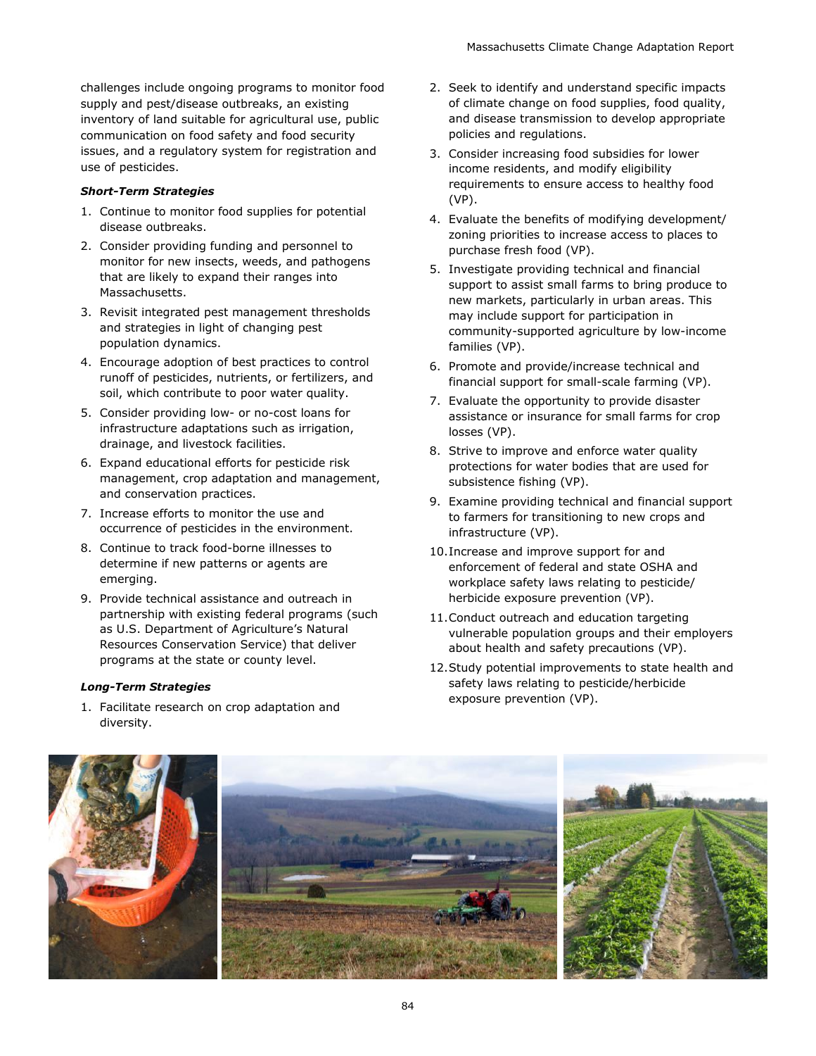challenges include ongoing programs to monitor food supply and pest/disease outbreaks, an existing inventory of land suitable for agricultural use, public communication on food safety and food security issues, and a regulatory system for registration and use of pesticides.

***Short-Term Strategies***

1. Continue to monitor food supplies for potential disease outbreaks.
2. Consider providing funding and personnel to monitor for new insects, weeds, and pathogens that are likely to expand their ranges into Massachusetts.
3. Revisit integrated pest management thresholds and strategies in light of changing pest population dynamics.
4. Encourage adoption of best practices to control runoff of pesticides, nutrients, or fertilizers, and soil, which contribute to poor water quality.
5. Consider providing low- or no-cost loans for infrastructure adaptations such as irrigation, drainage, and livestock facilities.
6. Expand educational efforts for pesticide risk management, crop adaptation and management, and conservation practices.
7. Increase efforts to monitor the use and occurrence of pesticides in the environment.
8. Continue to track food-borne illnesses to determine if new patterns or agents are emerging.
9. Provide technical assistance and outreach in partnership with existing federal programs (such as U.S. Department of Agriculture's Natural Resources Conservation Service) that deliver programs at the state or county level.

***Long-Term Strategies***

1. Facilitate research on crop adaptation and diversity.
2. Seek to identify and understand specific impacts of climate change on food supplies, food quality, and disease transmission to develop appropriate policies and regulations.
3. Consider increasing food subsidies for lower income residents, and modify eligibility requirements to ensure access to healthy food (VP).
4. Evaluate the benefits of modifying development/ zoning priorities to increase access to places to purchase fresh food (VP).
5. Investigate providing technical and financial support to assist small farms to bring produce to new markets, particularly in urban areas. This may include support for participation in community-supported agriculture by low-income families (VP).
6. Promote and provide/increase technical and financial support for small-scale farming (VP).
7. Evaluate the opportunity to provide disaster assistance or insurance for small farms for crop losses (VP).
8. Strive to improve and enforce water quality protections for water bodies that are used for subsistence fishing (VP).
9. Examine providing technical and financial support to farmers for transitioning to new crops and infrastructure (VP).
10. Increase and improve support for and enforcement of federal and state OSHA and workplace safety laws relating to pesticide/ herbicide exposure prevention (VP).
11. Conduct outreach and education targeting vulnerable population groups and their employers about health and safety precautions (VP).
12. Study potential improvements to state health and safety laws relating to pesticide/herbicide exposure prevention (VP).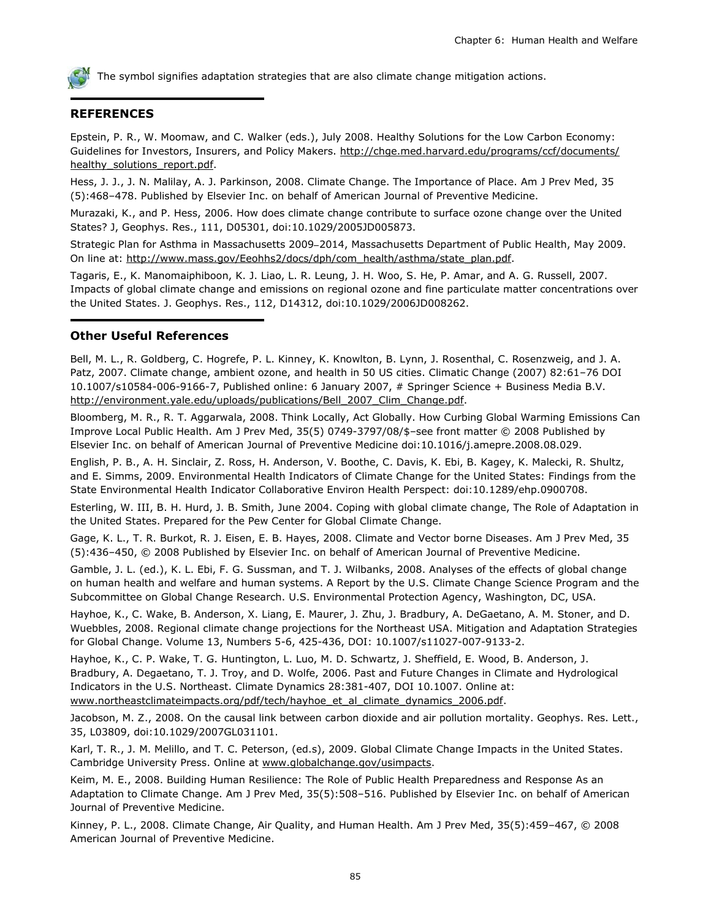The symbol signifies adaptation strategies that are also climate change mitigation actions.

## REFERENCES

Epstein, P. R., W. Moomaw, and C. Walker (eds.), July 2008. Healthy Solutions for the Low Carbon Economy: Guidelines for Investors, Insurers, and Policy Makers. http://chge.med.harvard.edu/programs/ccf/documents/healthy_solutions_report.pdf.

Hess, J. J., J. N. Malilay, A. J. Parkinson, 2008. Climate Change. The Importance of Place. Am J Prev Med, 35 (5):468–478. Published by Elsevier Inc. on behalf of American Journal of Preventive Medicine.

Murazaki, K., and P. Hess, 2006. How does climate change contribute to surface ozone change over the United States? J, Geophys. Res., 111, D05301, doi:10.1029/2005JD005873.

Strategic Plan for Asthma in Massachusetts 2009–2014, Massachusetts Department of Public Health, May 2009. On line at: http://www.mass.gov/Eeohhs2/docs/dph/com_health/asthma/state_plan.pdf.

Tagaris, E., K. Manomaiphiboon, K. J. Liao, L. R. Leung, J. H. Woo, S. He, P. Amar, and A. G. Russell, 2007. Impacts of global climate change and emissions on regional ozone and fine particulate matter concentrations over the United States. J. Geophys. Res., 112, D14312, doi:10.1029/2006JD008262.

## Other Useful References

Bell, M. L., R. Goldberg, C. Hogrefe, P. L. Kinney, K. Knowlton, B. Lynn, J. Rosenthal, C. Rosenzweig, and J. A. Patz, 2007. Climate change, ambient ozone, and health in 50 US cities. Climatic Change (2007) 82:61–76 DOI 10.1007/s10584-006-9166-7, Published online: 6 January 2007, # Springer Science + Business Media B.V. http://environment.yale.edu/uploads/publications/Bell_2007_Clim_Change.pdf.

Bloomberg, M. R., R. T. Aggarwala, 2008. Think Locally, Act Globally. How Curbing Global Warming Emissions Can Improve Local Public Health. Am J Prev Med, 35(5) 0749-3797/08/$–see front matter © 2008 Published by Elsevier Inc. on behalf of American Journal of Preventive Medicine doi:10.1016/j.amepre.2008.08.029.

English, P. B., A. H. Sinclair, Z. Ross, H. Anderson, V. Boothe, C. Davis, K. Ebi, B. Kagey, K. Malecki, R. Shultz, and E. Simms, 2009. Environmental Health Indicators of Climate Change for the United States: Findings from the State Environmental Health Indicator Collaborative Environ Health Perspect: doi:10.1289/ehp.0900708.

Esterling, W. III, B. H. Hurd, J. B. Smith, June 2004. Coping with global climate change, The Role of Adaptation in the United States. Prepared for the Pew Center for Global Climate Change.

Gage, K. L., T. R. Burkot, R. J. Eisen, E. B. Hayes, 2008. Climate and Vector borne Diseases. Am J Prev Med, 35 (5):436–450, © 2008 Published by Elsevier Inc. on behalf of American Journal of Preventive Medicine.

Gamble, J. L. (ed.), K. L. Ebi, F. G. Sussman, and T. J. Wilbanks, 2008. Analyses of the effects of global change on human health and welfare and human systems. A Report by the U.S. Climate Change Science Program and the Subcommittee on Global Change Research. U.S. Environmental Protection Agency, Washington, DC, USA.

Hayhoe, K., C. Wake, B. Anderson, X. Liang, E. Maurer, J. Zhu, J. Bradbury, A. DeGaetano, A. M. Stoner, and D. Wuebbles, 2008. Regional climate change projections for the Northeast USA. Mitigation and Adaptation Strategies for Global Change. Volume 13, Numbers 5-6, 425-436, DOI: 10.1007/s11027-007-9133-2.

Hayhoe, K., C. P. Wake, T. G. Huntington, L. Luo, M. D. Schwartz, J. Sheffield, E. Wood, B. Anderson, J. Bradbury, A. Degaetano, T. J. Troy, and D. Wolfe, 2006. Past and Future Changes in Climate and Hydrological Indicators in the U.S. Northeast. Climate Dynamics 28:381-407, DOI 10.1007. Online at: www.northeastclimateimpacts.org/pdf/tech/hayhoe_et_al_climate_dynamics_2006.pdf.

Jacobson, M. Z., 2008. On the causal link between carbon dioxide and air pollution mortality. Geophys. Res. Lett., 35, L03809, doi:10.1029/2007GL031101.

Karl, T. R., J. M. Melillo, and T. C. Peterson, (ed.s), 2009. Global Climate Change Impacts in the United States. Cambridge University Press. Online at www.globalchange.gov/usimpacts.

Keim, M. E., 2008. Building Human Resilience: The Role of Public Health Preparedness and Response As an Adaptation to Climate Change. Am J Prev Med, 35(5):508–516. Published by Elsevier Inc. on behalf of American Journal of Preventive Medicine.

Kinney, P. L., 2008. Climate Change, Air Quality, and Human Health. Am J Prev Med, 35(5):459–467, © 2008 American Journal of Preventive Medicine.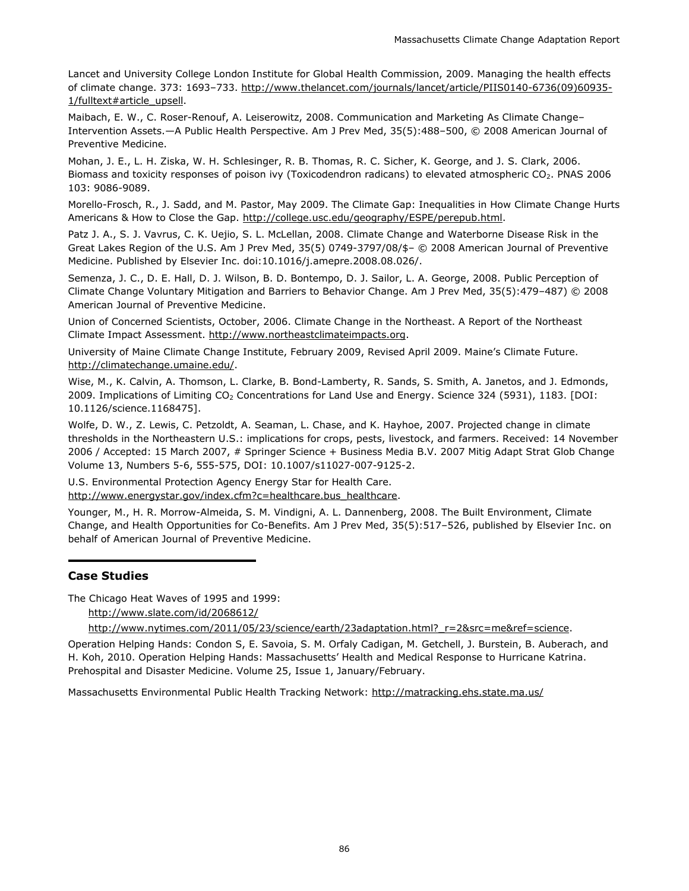Lancet and University College London Institute for Global Health Commission, 2009. Managing the health effects of climate change. 373: 1693–733. http://www.thelancet.com/journals/lancet/article/PIIS0140-6736(09)60935-1/fulltext#article_upsell.

Maibach, E. W., C. Roser-Renouf, A. Leiserowitz, 2008. Communication and Marketing As Climate Change–Intervention Assets.—A Public Health Perspective. Am J Prev Med, 35(5):488–500, © 2008 American Journal of Preventive Medicine.

Mohan, J. E., L. H. Ziska, W. H. Schlesinger, R. B. Thomas, R. C. Sicher, K. George, and J. S. Clark, 2006. Biomass and toxicity responses of poison ivy (Toxicodendron radicans) to elevated atmospheric $CO_2$. PNAS 2006 103: 9086-9089.

Morello-Frosch, R., J. Sadd, and M. Pastor, May 2009. The Climate Gap: Inequalities in How Climate Change Hurts Americans & How to Close the Gap. http://college.usc.edu/geography/ESPE/perepub.html.

Patz J. A., S. J. Vavrus, C. K. Uejio, S. L. McLellan, 2008. Climate Change and Waterborne Disease Risk in the Great Lakes Region of the U.S. Am J Prev Med, 35(5) 0749-3797/08/$– © 2008 American Journal of Preventive Medicine. Published by Elsevier Inc. doi:10.1016/j.amepre.2008.08.026/.

Semenza, J. C., D. E. Hall, D. J. Wilson, B. D. Bontempo, D. J. Sailor, L. A. George, 2008. Public Perception of Climate Change Voluntary Mitigation and Barriers to Behavior Change. Am J Prev Med, 35(5):479–487) © 2008 American Journal of Preventive Medicine.

Union of Concerned Scientists, October, 2006. Climate Change in the Northeast. A Report of the Northeast Climate Impact Assessment. http://www.northeastclimateimpacts.org.

University of Maine Climate Change Institute, February 2009, Revised April 2009. Maine's Climate Future. http://climatechange.umaine.edu/.

Wise, M., K. Calvin, A. Thomson, L. Clarke, B. Bond-Lamberty, R. Sands, S. Smith, A. Janetos, and J. Edmonds, 2009. Implications of Limiting $CO_2$ Concentrations for Land Use and Energy. Science 324 (5931), 1183. [DOI: 10.1126/science.1168475].

Wolfe, D. W., Z. Lewis, C. Petzoldt, A. Seaman, L. Chase, and K. Hayhoe, 2007. Projected change in climate thresholds in the Northeastern U.S.: implications for crops, pests, livestock, and farmers. Received: 14 November 2006 / Accepted: 15 March 2007, # Springer Science + Business Media B.V. 2007 Mitig Adapt Strat Glob Change Volume 13, Numbers 5-6, 555-575, DOI: 10.1007/s11027-007-9125-2.

U.S. Environmental Protection Agency Energy Star for Health Care. http://www.energystar.gov/index.cfm?c=healthcare.bus_healthcare.

Younger, M., H. R. Morrow-Almeida, S. M. Vindigni, A. L. Dannenberg, 2008. The Built Environment, Climate Change, and Health Opportunities for Co-Benefits. Am J Prev Med, 35(5):517–526, published by Elsevier Inc. on behalf of American Journal of Preventive Medicine.

## Case Studies

The Chicago Heat Waves of 1995 and 1999:

http://www.slate.com/id/2068612/

http://www.nytimes.com/2011/05/23/science/earth/23adaptation.html?_r=2&src=me&ref=science.

Operation Helping Hands: Condon S, E. Savoia, S. M. Orfaly Cadigan, M. Getchell, J. Burstein, B. Auberach, and H. Koh, 2010. Operation Helping Hands: Massachusetts' Health and Medical Response to Hurricane Katrina. Prehospital and Disaster Medicine. Volume 25, Issue 1, January/February.

Massachusetts Environmental Public Health Tracking Network: http://matracking.ehs.state.ma.us/